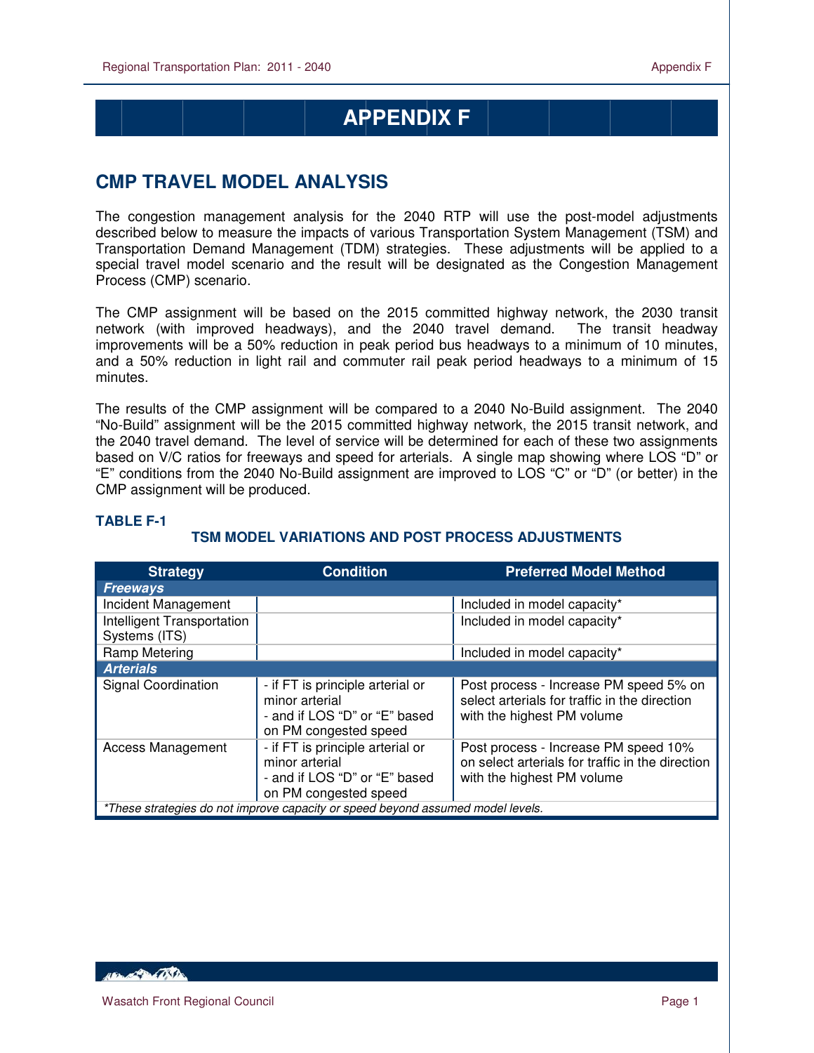# APPENDIX F

## CMP TRAVEL MODEL ANALYSIS

The congestion management analysis for the 2040 RTP will use the post-model adjustments described below to measure the impacts of various Transportation System Management (TSM) and Transportation Demand Management (TDM) strategies. These adjustments will be applied to a special travel model scenario and the result will be designated as the Congestion Management Process (CMP) scenario.

The CMP assignment will be based on the 2015 committed highway network, the 2030 transit network (with improved headways), and the 2040 travel demand. The transit headway improvements will be a 50% reduction in peak period bus headways to a minimum of 10 minutes, and a 50% reduction in light rail and commuter rail peak period headways to a minimum of 15 minutes.

The results of the CMP assignment will be compared to a 2040 No-Build assignment. The 2040 "No-Build" assignment will be the 2015 committed highway network, the 2015 transit network, and the 2040 travel demand. The level of service will be determined for each of these two assignments based on V/C ratios for freeways and speed for arterials. A single map showing where LOS "D" or "E" conditions from the 2040 No-Build assignment are improved to LOS "C" or "D" (or better) in the CMP assignment will be produced.

**TABLE F-1**

**TSM MODEL VARIATIONS AND POST PROCESS ADJUSTMENTS**

| Strategy | Condition | Preferred Model Method |
|---|---|---|
| ***Freeways*** | | |
| Incident Management | | Included in model capacity* |
| Intelligent Transportation Systems (ITS) | | Included in model capacity* |
| Ramp Metering | | Included in model capacity* |
| ***Arterials*** | | |
| Signal Coordination | - if FT is principle arterial or minor arterial<br>- and if LOS "D" or "E" based on PM congested speed | Post process - Increase PM speed 5% on select arterials for traffic in the direction with the highest PM volume |
| Access Management | - if FT is principle arterial or minor arterial<br>- and if LOS "D" or "E" based on PM congested speed | Post process - Increase PM speed 10% on select arterials for traffic in the direction with the highest PM volume |

*\*These strategies do not improve capacity or speed beyond assumed model levels.*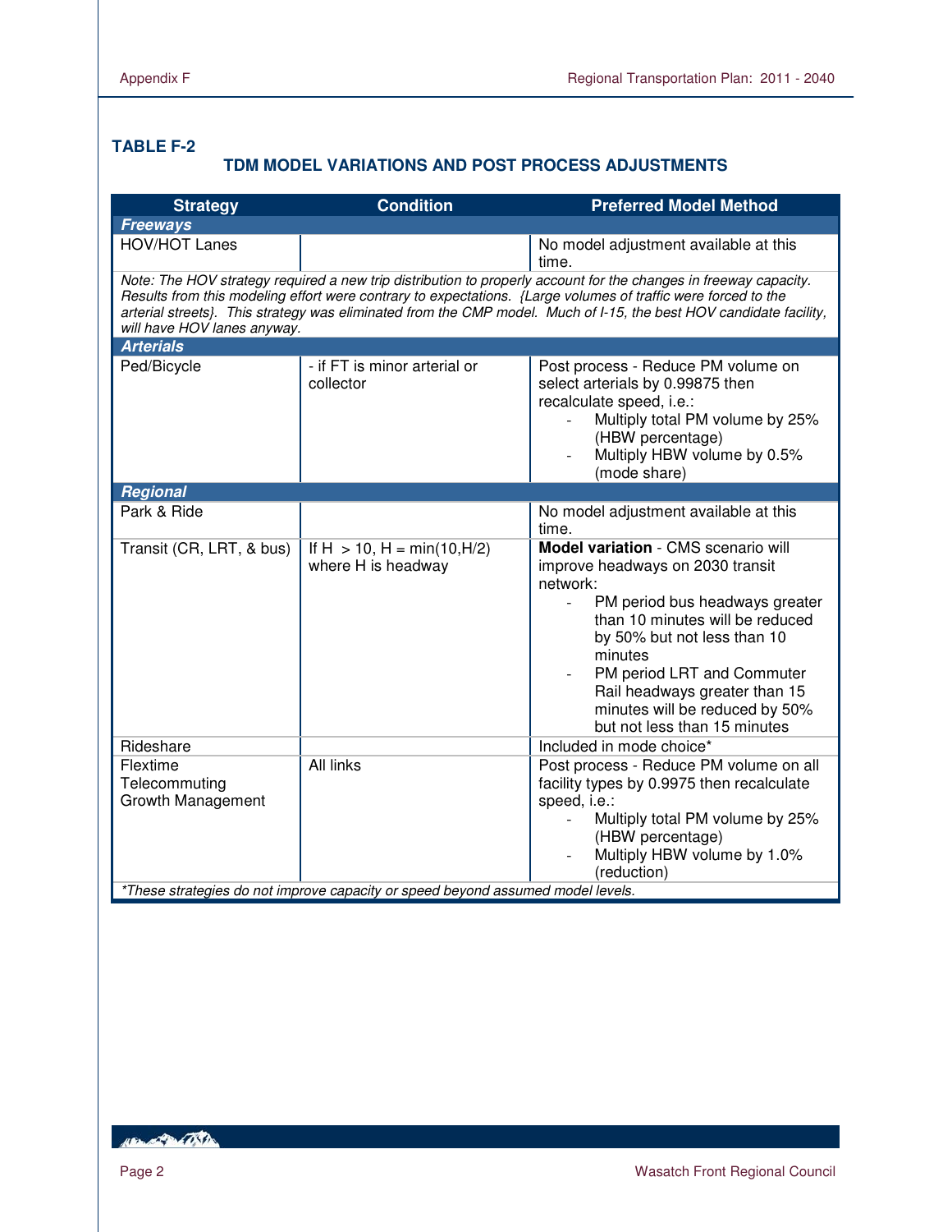### TABLE F-2

### TDM MODEL VARIATIONS AND POST PROCESS ADJUSTMENTS

| Strategy | Condition | Preferred Model Method |
|---|---|---|
| ***Freeways*** | | |
| HOV/HOT Lanes | | No model adjustment available at this time. |
| *Note: The HOV strategy required a new trip distribution to properly account for the changes in freeway capacity. Results from this modeling effort were contrary to expectations. {Large volumes of traffic were forced to the arterial streets}. This strategy was eliminated from the CMP model. Much of I-15, the best HOV candidate facility, will have HOV lanes anyway.* | | |
| ***Arterials*** | | |
| Ped/Bicycle | - if FT is minor arterial or collector | Post process - Reduce PM volume on select arterials by 0.99875 then recalculate speed, i.e.:<br>- Multiply total PM volume by 25% (HBW percentage)<br>- Multiply HBW volume by 0.5% (mode share) |
| ***Regional*** | | |
| Park & Ride | | No model adjustment available at this time. |
| Transit (CR, LRT, & bus) | If H > 10, H = min(10,H/2) where H is headway | **Model variation** - CMS scenario will improve headways on 2030 transit network:<br>- PM period bus headways greater than 10 minutes will be reduced by 50% but not less than 10 minutes<br>- PM period LRT and Commuter Rail headways greater than 15 minutes will be reduced by 50% but not less than 15 minutes |
| Rideshare | | Included in mode choice* |
| Flextime<br>Telecommuting<br>Growth Management | All links | Post process - Reduce PM volume on all facility types by 0.9975 then recalculate speed, i.e.:<br>- Multiply total PM volume by 25% (HBW percentage)<br>- Multiply HBW volume by 1.0% (reduction) |
| *\*These strategies do not improve capacity or speed beyond assumed model levels.* | | |